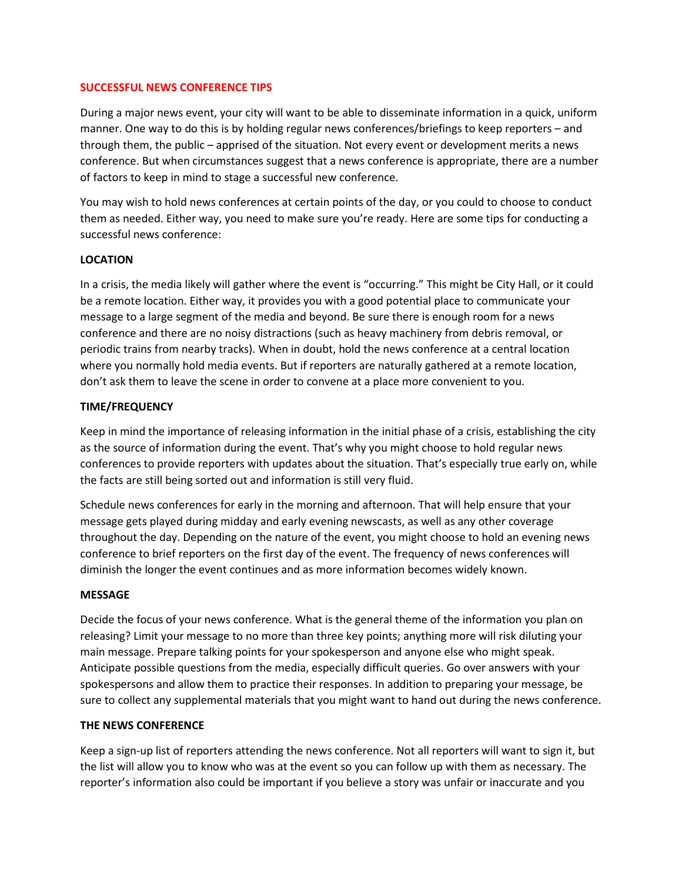## SUCCESSFUL NEWS CONFERENCE TIPS

During a major news event, your city will want to be able to disseminate information in a quick, uniform manner. One way to do this is by holding regular news conferences/briefings to keep reporters – and through them, the public – apprised of the situation. Not every event or development merits a news conference. But when circumstances suggest that a news conference is appropriate, there are a number of factors to keep in mind to stage a successful new conference.

You may wish to hold news conferences at certain points of the day, or you could to choose to conduct them as needed. Either way, you need to make sure you're ready. Here are some tips for conducting a successful news conference:

### LOCATION

In a crisis, the media likely will gather where the event is "occurring." This might be City Hall, or it could be a remote location. Either way, it provides you with a good potential place to communicate your message to a large segment of the media and beyond. Be sure there is enough room for a news conference and there are no noisy distractions (such as heavy machinery from debris removal, or periodic trains from nearby tracks). When in doubt, hold the news conference at a central location where you normally hold media events. But if reporters are naturally gathered at a remote location, don't ask them to leave the scene in order to convene at a place more convenient to you.

### TIME/FREQUENCY

Keep in mind the importance of releasing information in the initial phase of a crisis, establishing the city as the source of information during the event. That's why you might choose to hold regular news conferences to provide reporters with updates about the situation. That's especially true early on, while the facts are still being sorted out and information is still very fluid.

Schedule news conferences for early in the morning and afternoon. That will help ensure that your message gets played during midday and early evening newscasts, as well as any other coverage throughout the day. Depending on the nature of the event, you might choose to hold an evening news conference to brief reporters on the first day of the event. The frequency of news conferences will diminish the longer the event continues and as more information becomes widely known.

### MESSAGE

Decide the focus of your news conference. What is the general theme of the information you plan on releasing? Limit your message to no more than three key points; anything more will risk diluting your main message. Prepare talking points for your spokesperson and anyone else who might speak. Anticipate possible questions from the media, especially difficult queries. Go over answers with your spokespersons and allow them to practice their responses. In addition to preparing your message, be sure to collect any supplemental materials that you might want to hand out during the news conference.

### THE NEWS CONFERENCE

Keep a sign-up list of reporters attending the news conference. Not all reporters will want to sign it, but the list will allow you to know who was at the event so you can follow up with them as necessary. The reporter's information also could be important if you believe a story was unfair or inaccurate and you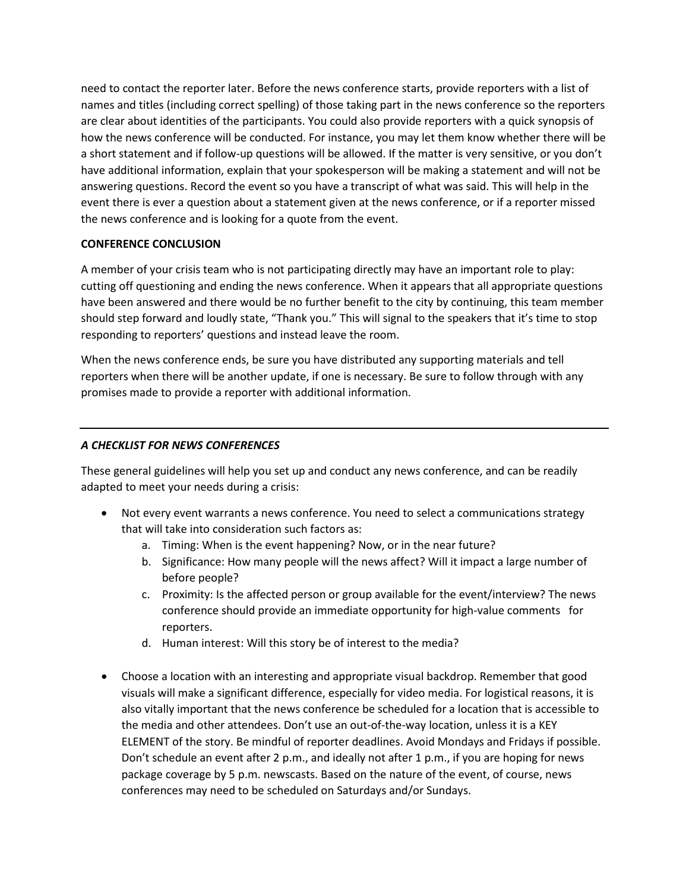need to contact the reporter later. Before the news conference starts, provide reporters with a list of names and titles (including correct spelling) of those taking part in the news conference so the reporters are clear about identities of the participants. You could also provide reporters with a quick synopsis of how the news conference will be conducted. For instance, you may let them know whether there will be a short statement and if follow-up questions will be allowed. If the matter is very sensitive, or you don't have additional information, explain that your spokesperson will be making a statement and will not be answering questions. Record the event so you have a transcript of what was said. This will help in the event there is ever a question about a statement given at the news conference, or if a reporter missed the news conference and is looking for a quote from the event.

**CONFERENCE CONCLUSION**

A member of your crisis team who is not participating directly may have an important role to play: cutting off questioning and ending the news conference. When it appears that all appropriate questions have been answered and there would be no further benefit to the city by continuing, this team member should step forward and loudly state, "Thank you." This will signal to the speakers that it's time to stop responding to reporters' questions and instead leave the room.

When the news conference ends, be sure you have distributed any supporting materials and tell reporters when there will be another update, if one is necessary. Be sure to follow through with any promises made to provide a reporter with additional information.

---

***A CHECKLIST FOR NEWS CONFERENCES***

These general guidelines will help you set up and conduct any news conference, and can be readily adapted to meet your needs during a crisis:

- Not every event warrants a news conference. You need to select a communications strategy that will take into consideration such factors as:
    a. Timing: When is the event happening? Now, or in the near future?
    b. Significance: How many people will the news affect? Will it impact a large number of before people?
    c. Proximity: Is the affected person or group available for the event/interview? The news conference should provide an immediate opportunity for high-value comments for reporters.
    d. Human interest: Will this story be of interest to the media?

- Choose a location with an interesting and appropriate visual backdrop. Remember that good visuals will make a significant difference, especially for video media. For logistical reasons, it is also vitally important that the news conference be scheduled for a location that is accessible to the media and other attendees. Don't use an out-of-the-way location, unless it is a KEY ELEMENT of the story. Be mindful of reporter deadlines. Avoid Mondays and Fridays if possible. Don't schedule an event after 2 p.m., and ideally not after 1 p.m., if you are hoping for news package coverage by 5 p.m. newscasts. Based on the nature of the event, of course, news conferences may need to be scheduled on Saturdays and/or Sundays.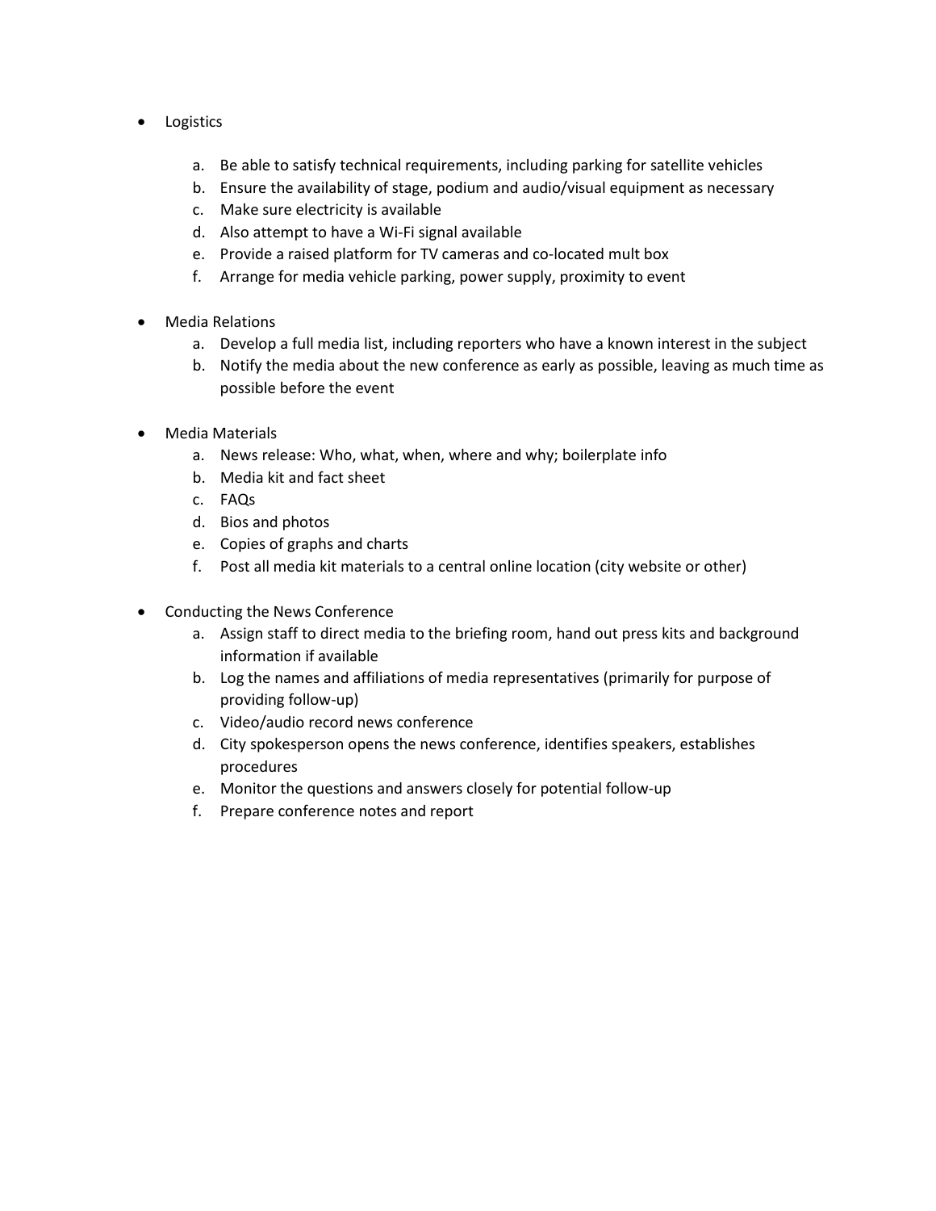- Logistics
    a. Be able to satisfy technical requirements, including parking for satellite vehicles
    b. Ensure the availability of stage, podium and audio/visual equipment as necessary
    c. Make sure electricity is available
    d. Also attempt to have a Wi-Fi signal available
    e. Provide a raised platform for TV cameras and co-located mult box
    f. Arrange for media vehicle parking, power supply, proximity to event

- Media Relations
    a. Develop a full media list, including reporters who have a known interest in the subject
    b. Notify the media about the new conference as early as possible, leaving as much time as possible before the event

- Media Materials
    a. News release: Who, what, when, where and why; boilerplate info
    b. Media kit and fact sheet
    c. FAQs
    d. Bios and photos
    e. Copies of graphs and charts
    f. Post all media kit materials to a central online location (city website or other)

- Conducting the News Conference
    a. Assign staff to direct media to the briefing room, hand out press kits and background information if available
    b. Log the names and affiliations of media representatives (primarily for purpose of providing follow-up)
    c. Video/audio record news conference
    d. City spokesperson opens the news conference, identifies speakers, establishes procedures
    e. Monitor the questions and answers closely for potential follow-up
    f. Prepare conference notes and report